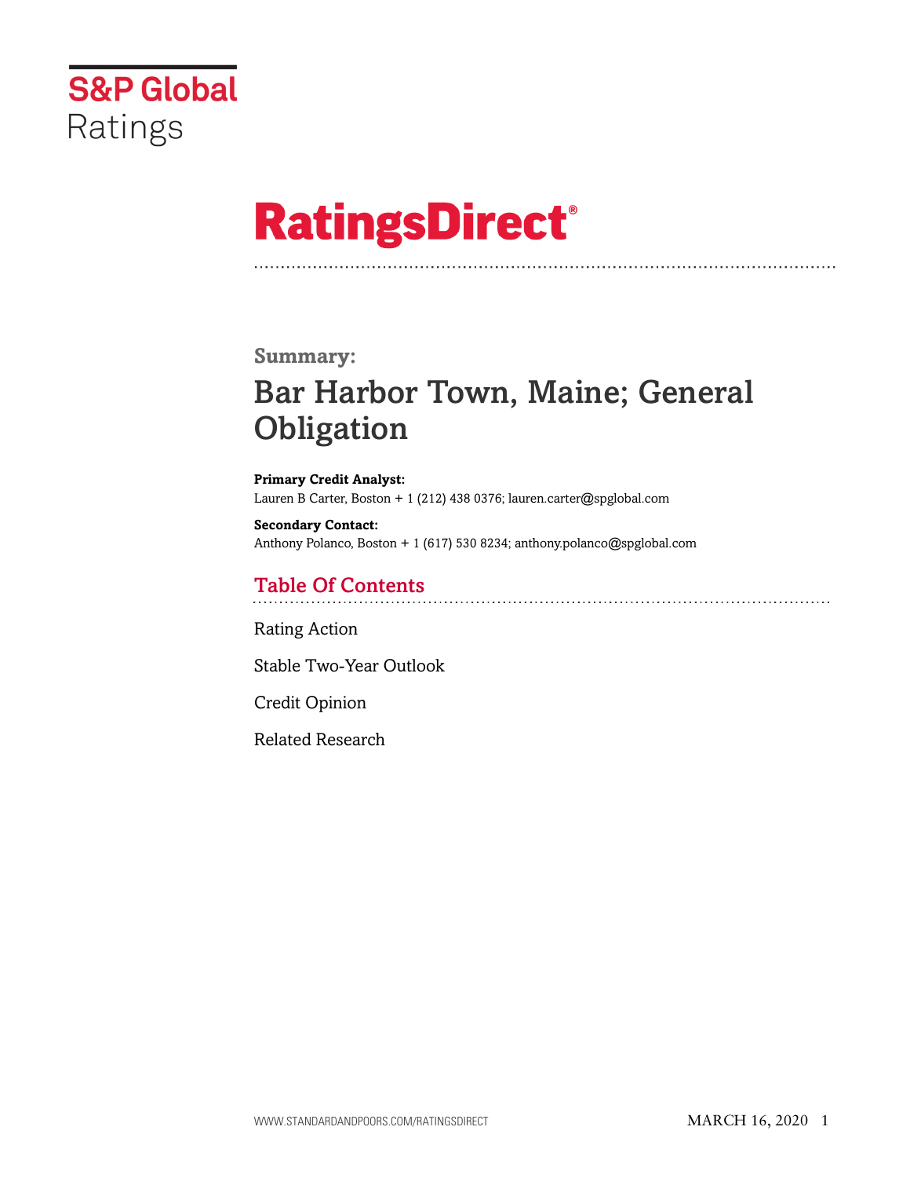S&P Global Ratings

# RatingsDirect®

## Summary:

# Bar Harbor Town, Maine; General Obligation

**Primary Credit Analyst:**
Lauren B Carter, Boston + 1 (212) 438 0376; lauren.carter@spglobal.com

**Secondary Contact:**
Anthony Polanco, Boston + 1 (617) 530 8234; anthony.polanco@spglobal.com

## Table Of Contents

Rating Action

Stable Two-Year Outlook

Credit Opinion

Related Research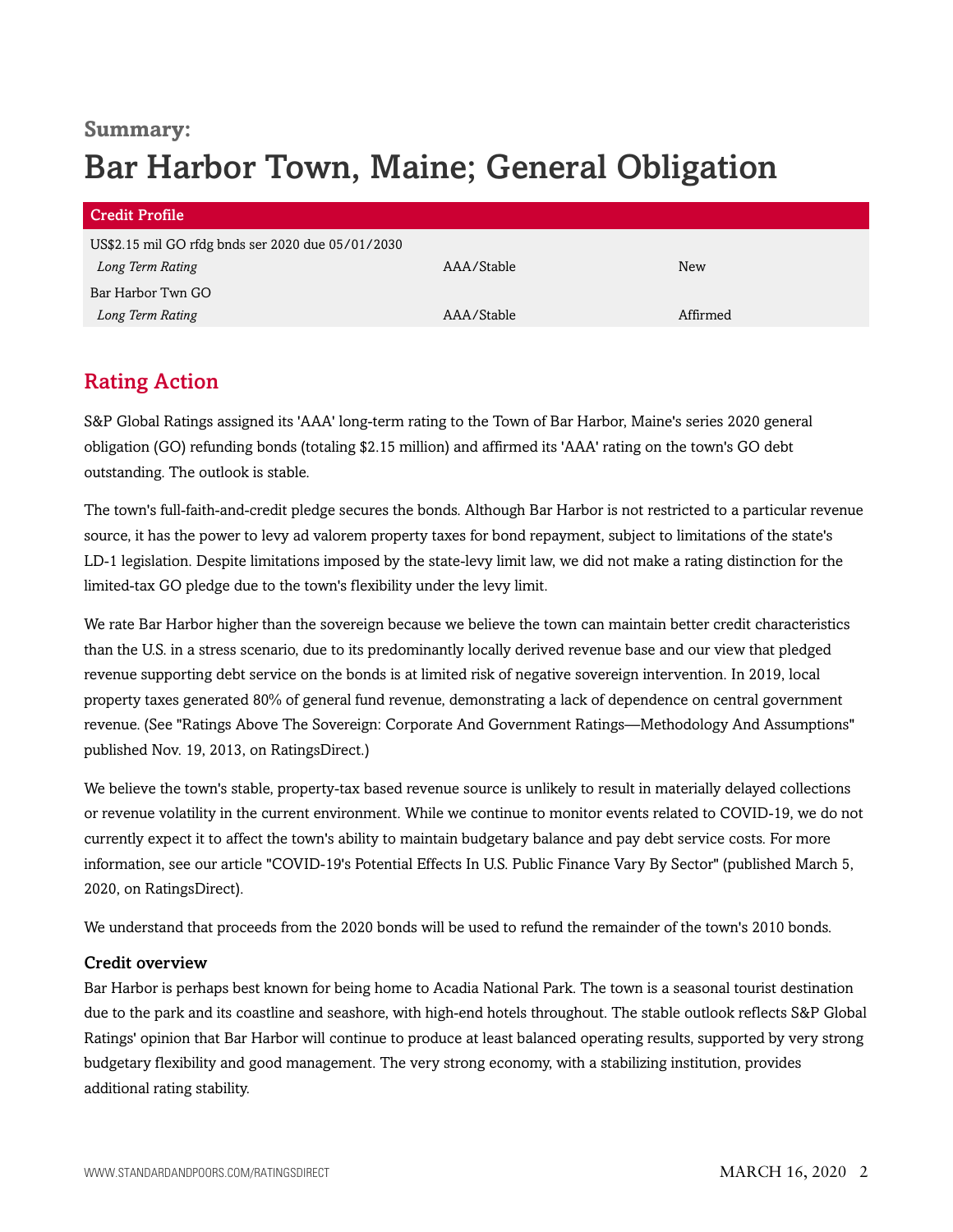## Summary:

# Bar Harbor Town, Maine; General Obligation

| Credit Profile | | |
|---|---|---|
| US$2.15 mil GO rfdg bnds ser 2020 due 05/01/2030 | | |
| *Long Term Rating* | AAA/Stable | New |
| Bar Harbor Twn GO | | |
| *Long Term Rating* | AAA/Stable | Affirmed |

## Rating Action

S&P Global Ratings assigned its 'AAA' long-term rating to the Town of Bar Harbor, Maine's series 2020 general obligation (GO) refunding bonds (totaling $2.15 million) and affirmed its 'AAA' rating on the town's GO debt outstanding. The outlook is stable.

The town's full-faith-and-credit pledge secures the bonds. Although Bar Harbor is not restricted to a particular revenue source, it has the power to levy ad valorem property taxes for bond repayment, subject to limitations of the state's LD-1 legislation. Despite limitations imposed by the state-levy limit law, we did not make a rating distinction for the limited-tax GO pledge due to the town's flexibility under the levy limit.

We rate Bar Harbor higher than the sovereign because we believe the town can maintain better credit characteristics than the U.S. in a stress scenario, due to its predominantly locally derived revenue base and our view that pledged revenue supporting debt service on the bonds is at limited risk of negative sovereign intervention. In 2019, local property taxes generated 80% of general fund revenue, demonstrating a lack of dependence on central government revenue. (See "Ratings Above The Sovereign: Corporate And Government Ratings—Methodology And Assumptions" published Nov. 19, 2013, on RatingsDirect.)

We believe the town's stable, property-tax based revenue source is unlikely to result in materially delayed collections or revenue volatility in the current environment. While we continue to monitor events related to COVID-19, we do not currently expect it to affect the town's ability to maintain budgetary balance and pay debt service costs. For more information, see our article "COVID-19's Potential Effects In U.S. Public Finance Vary By Sector" (published March 5, 2020, on RatingsDirect).

We understand that proceeds from the 2020 bonds will be used to refund the remainder of the town's 2010 bonds.

### Credit overview

Bar Harbor is perhaps best known for being home to Acadia National Park. The town is a seasonal tourist destination due to the park and its coastline and seashore, with high-end hotels throughout. The stable outlook reflects S&P Global Ratings' opinion that Bar Harbor will continue to produce at least balanced operating results, supported by very strong budgetary flexibility and good management. The very strong economy, with a stabilizing institution, provides additional rating stability.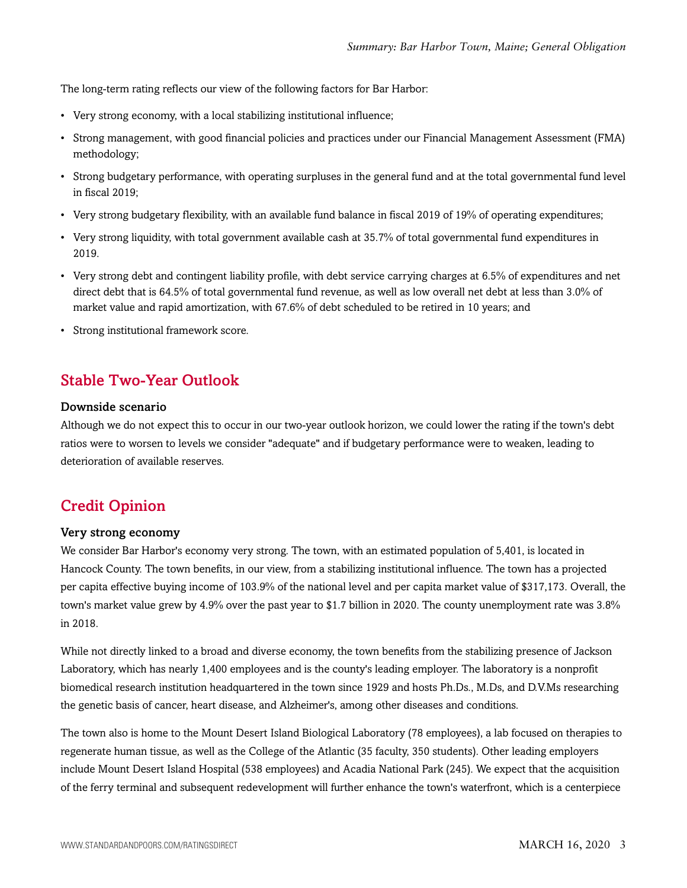The long-term rating reflects our view of the following factors for Bar Harbor:

- Very strong economy, with a local stabilizing institutional influence;
- Strong management, with good financial policies and practices under our Financial Management Assessment (FMA) methodology;
- Strong budgetary performance, with operating surpluses in the general fund and at the total governmental fund level in fiscal 2019;
- Very strong budgetary flexibility, with an available fund balance in fiscal 2019 of 19% of operating expenditures;
- Very strong liquidity, with total government available cash at 35.7% of total governmental fund expenditures in 2019.
- Very strong debt and contingent liability profile, with debt service carrying charges at 6.5% of expenditures and net direct debt that is 64.5% of total governmental fund revenue, as well as low overall net debt at less than 3.0% of market value and rapid amortization, with 67.6% of debt scheduled to be retired in 10 years; and
- Strong institutional framework score.

## Stable Two-Year Outlook

### Downside scenario

Although we do not expect this to occur in our two-year outlook horizon, we could lower the rating if the town's debt ratios were to worsen to levels we consider "adequate" and if budgetary performance were to weaken, leading to deterioration of available reserves.

## Credit Opinion

### Very strong economy

We consider Bar Harbor's economy very strong. The town, with an estimated population of 5,401, is located in Hancock County. The town benefits, in our view, from a stabilizing institutional influence. The town has a projected per capita effective buying income of 103.9% of the national level and per capita market value of $317,173. Overall, the town's market value grew by 4.9% over the past year to $1.7 billion in 2020. The county unemployment rate was 3.8% in 2018.

While not directly linked to a broad and diverse economy, the town benefits from the stabilizing presence of Jackson Laboratory, which has nearly 1,400 employees and is the county's leading employer. The laboratory is a nonprofit biomedical research institution headquartered in the town since 1929 and hosts Ph.Ds., M.Ds, and D.V.Ms researching the genetic basis of cancer, heart disease, and Alzheimer's, among other diseases and conditions.

The town also is home to the Mount Desert Island Biological Laboratory (78 employees), a lab focused on therapies to regenerate human tissue, as well as the College of the Atlantic (35 faculty, 350 students). Other leading employers include Mount Desert Island Hospital (538 employees) and Acadia National Park (245). We expect that the acquisition of the ferry terminal and subsequent redevelopment will further enhance the town's waterfront, which is a centerpiece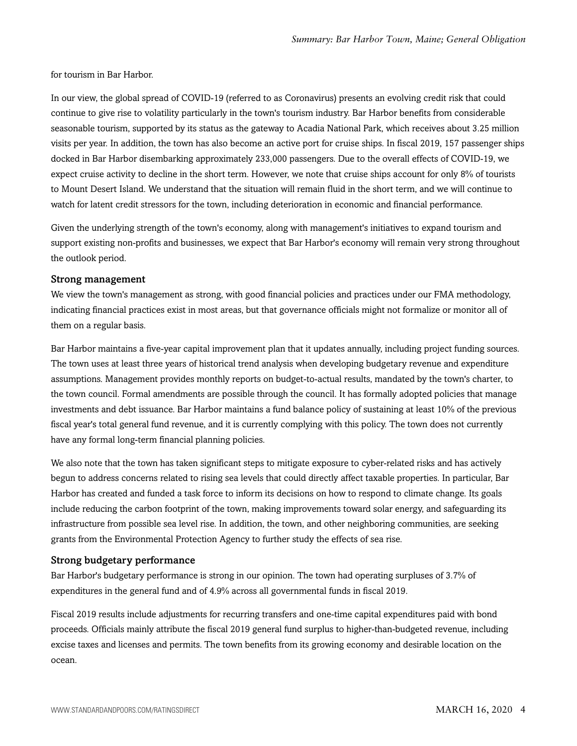for tourism in Bar Harbor.

In our view, the global spread of COVID-19 (referred to as Coronavirus) presents an evolving credit risk that could continue to give rise to volatility particularly in the town's tourism industry. Bar Harbor benefits from considerable seasonable tourism, supported by its status as the gateway to Acadia National Park, which receives about 3.25 million visits per year. In addition, the town has also become an active port for cruise ships. In fiscal 2019, 157 passenger ships docked in Bar Harbor disembarking approximately 233,000 passengers. Due to the overall effects of COVID-19, we expect cruise activity to decline in the short term. However, we note that cruise ships account for only 8% of tourists to Mount Desert Island. We understand that the situation will remain fluid in the short term, and we will continue to watch for latent credit stressors for the town, including deterioration in economic and financial performance.

Given the underlying strength of the town's economy, along with management's initiatives to expand tourism and support existing non-profits and businesses, we expect that Bar Harbor's economy will remain very strong throughout the outlook period.

### Strong management

We view the town's management as strong, with good financial policies and practices under our FMA methodology, indicating financial practices exist in most areas, but that governance officials might not formalize or monitor all of them on a regular basis.

Bar Harbor maintains a five-year capital improvement plan that it updates annually, including project funding sources. The town uses at least three years of historical trend analysis when developing budgetary revenue and expenditure assumptions. Management provides monthly reports on budget-to-actual results, mandated by the town's charter, to the town council. Formal amendments are possible through the council. It has formally adopted policies that manage investments and debt issuance. Bar Harbor maintains a fund balance policy of sustaining at least 10% of the previous fiscal year's total general fund revenue, and it is currently complying with this policy. The town does not currently have any formal long-term financial planning policies.

We also note that the town has taken significant steps to mitigate exposure to cyber-related risks and has actively begun to address concerns related to rising sea levels that could directly affect taxable properties. In particular, Bar Harbor has created and funded a task force to inform its decisions on how to respond to climate change. Its goals include reducing the carbon footprint of the town, making improvements toward solar energy, and safeguarding its infrastructure from possible sea level rise. In addition, the town, and other neighboring communities, are seeking grants from the Environmental Protection Agency to further study the effects of sea rise.

### Strong budgetary performance

Bar Harbor's budgetary performance is strong in our opinion. The town had operating surpluses of 3.7% of expenditures in the general fund and of 4.9% across all governmental funds in fiscal 2019.

Fiscal 2019 results include adjustments for recurring transfers and one-time capital expenditures paid with bond proceeds. Officials mainly attribute the fiscal 2019 general fund surplus to higher-than-budgeted revenue, including excise taxes and licenses and permits. The town benefits from its growing economy and desirable location on the ocean.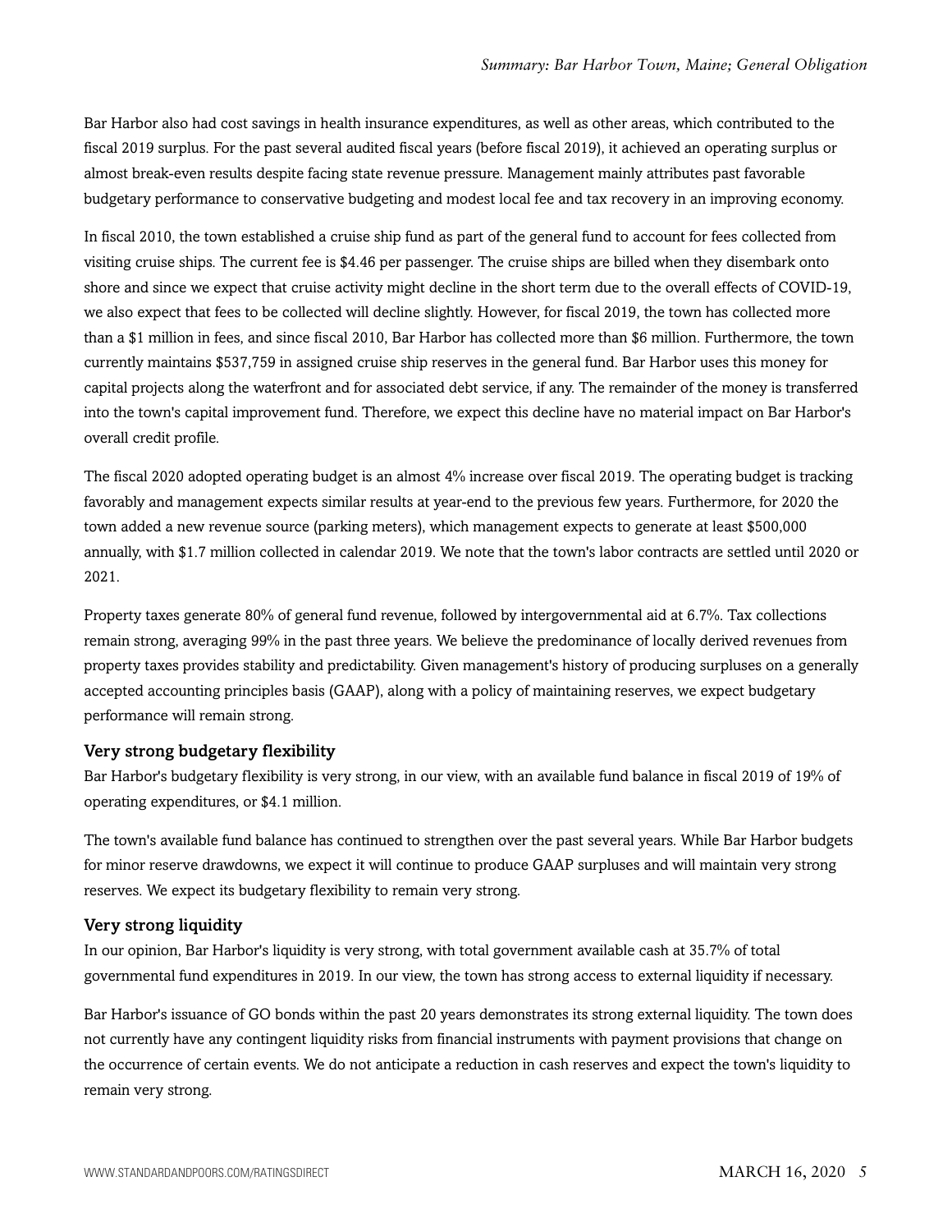Bar Harbor also had cost savings in health insurance expenditures, as well as other areas, which contributed to the fiscal 2019 surplus. For the past several audited fiscal years (before fiscal 2019), it achieved an operating surplus or almost break-even results despite facing state revenue pressure. Management mainly attributes past favorable budgetary performance to conservative budgeting and modest local fee and tax recovery in an improving economy.

In fiscal 2010, the town established a cruise ship fund as part of the general fund to account for fees collected from visiting cruise ships. The current fee is $4.46 per passenger. The cruise ships are billed when they disembark onto shore and since we expect that cruise activity might decline in the short term due to the overall effects of COVID-19, we also expect that fees to be collected will decline slightly. However, for fiscal 2019, the town has collected more than a $1 million in fees, and since fiscal 2010, Bar Harbor has collected more than $6 million. Furthermore, the town currently maintains $537,759 in assigned cruise ship reserves in the general fund. Bar Harbor uses this money for capital projects along the waterfront and for associated debt service, if any. The remainder of the money is transferred into the town's capital improvement fund. Therefore, we expect this decline have no material impact on Bar Harbor's overall credit profile.

The fiscal 2020 adopted operating budget is an almost 4% increase over fiscal 2019. The operating budget is tracking favorably and management expects similar results at year-end to the previous few years. Furthermore, for 2020 the town added a new revenue source (parking meters), which management expects to generate at least $500,000 annually, with $1.7 million collected in calendar 2019. We note that the town's labor contracts are settled until 2020 or 2021.

Property taxes generate 80% of general fund revenue, followed by intergovernmental aid at 6.7%. Tax collections remain strong, averaging 99% in the past three years. We believe the predominance of locally derived revenues from property taxes provides stability and predictability. Given management's history of producing surpluses on a generally accepted accounting principles basis (GAAP), along with a policy of maintaining reserves, we expect budgetary performance will remain strong.

### Very strong budgetary flexibility

Bar Harbor's budgetary flexibility is very strong, in our view, with an available fund balance in fiscal 2019 of 19% of operating expenditures, or $4.1 million.

The town's available fund balance has continued to strengthen over the past several years. While Bar Harbor budgets for minor reserve drawdowns, we expect it will continue to produce GAAP surpluses and will maintain very strong reserves. We expect its budgetary flexibility to remain very strong.

### Very strong liquidity

In our opinion, Bar Harbor's liquidity is very strong, with total government available cash at 35.7% of total governmental fund expenditures in 2019. In our view, the town has strong access to external liquidity if necessary.

Bar Harbor's issuance of GO bonds within the past 20 years demonstrates its strong external liquidity. The town does not currently have any contingent liquidity risks from financial instruments with payment provisions that change on the occurrence of certain events. We do not anticipate a reduction in cash reserves and expect the town's liquidity to remain very strong.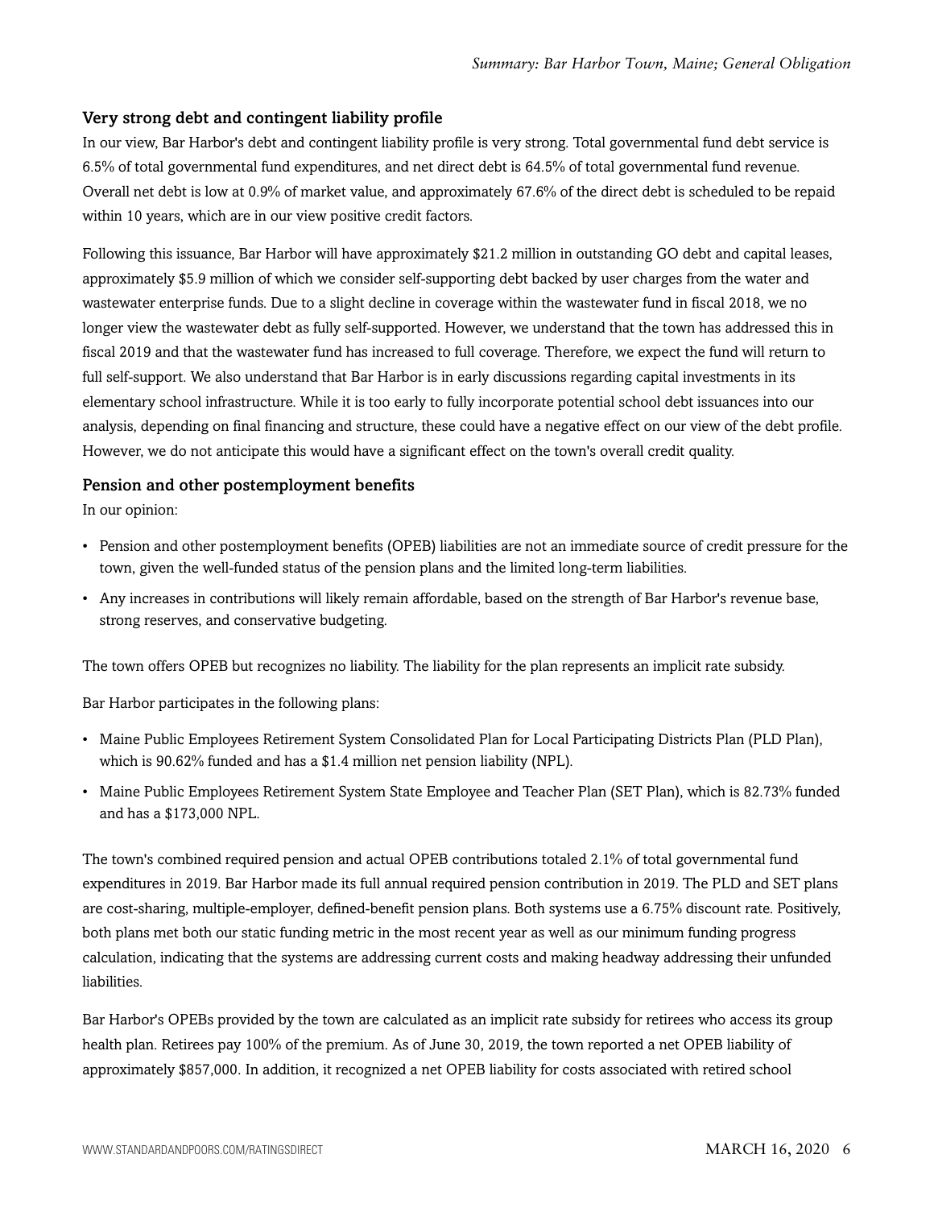### Very strong debt and contingent liability profile

In our view, Bar Harbor's debt and contingent liability profile is very strong. Total governmental fund debt service is 6.5% of total governmental fund expenditures, and net direct debt is 64.5% of total governmental fund revenue. Overall net debt is low at 0.9% of market value, and approximately 67.6% of the direct debt is scheduled to be repaid within 10 years, which are in our view positive credit factors.

Following this issuance, Bar Harbor will have approximately $21.2 million in outstanding GO debt and capital leases, approximately $5.9 million of which we consider self-supporting debt backed by user charges from the water and wastewater enterprise funds. Due to a slight decline in coverage within the wastewater fund in fiscal 2018, we no longer view the wastewater debt as fully self-supported. However, we understand that the town has addressed this in fiscal 2019 and that the wastewater fund has increased to full coverage. Therefore, we expect the fund will return to full self-support. We also understand that Bar Harbor is in early discussions regarding capital investments in its elementary school infrastructure. While it is too early to fully incorporate potential school debt issuances into our analysis, depending on final financing and structure, these could have a negative effect on our view of the debt profile. However, we do not anticipate this would have a significant effect on the town's overall credit quality.

### Pension and other postemployment benefits

In our opinion:

- Pension and other postemployment benefits (OPEB) liabilities are not an immediate source of credit pressure for the town, given the well-funded status of the pension plans and the limited long-term liabilities.
- Any increases in contributions will likely remain affordable, based on the strength of Bar Harbor's revenue base, strong reserves, and conservative budgeting.

The town offers OPEB but recognizes no liability. The liability for the plan represents an implicit rate subsidy.

Bar Harbor participates in the following plans:

- Maine Public Employees Retirement System Consolidated Plan for Local Participating Districts Plan (PLD Plan), which is 90.62% funded and has a $1.4 million net pension liability (NPL).
- Maine Public Employees Retirement System State Employee and Teacher Plan (SET Plan), which is 82.73% funded and has a $173,000 NPL.

The town's combined required pension and actual OPEB contributions totaled 2.1% of total governmental fund expenditures in 2019. Bar Harbor made its full annual required pension contribution in 2019. The PLD and SET plans are cost-sharing, multiple-employer, defined-benefit pension plans. Both systems use a 6.75% discount rate. Positively, both plans met both our static funding metric in the most recent year as well as our minimum funding progress calculation, indicating that the systems are addressing current costs and making headway addressing their unfunded liabilities.

Bar Harbor's OPEBs provided by the town are calculated as an implicit rate subsidy for retirees who access its group health plan. Retirees pay 100% of the premium. As of June 30, 2019, the town reported a net OPEB liability of approximately $857,000. In addition, it recognized a net OPEB liability for costs associated with retired school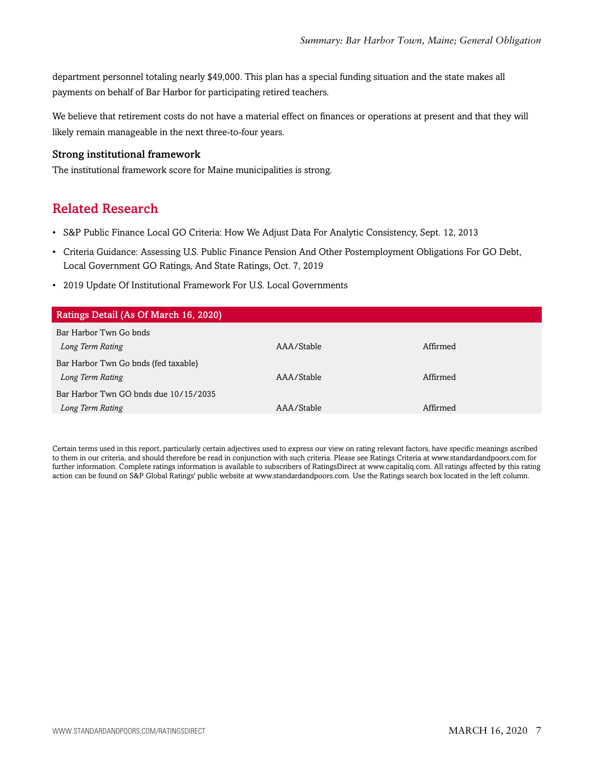department personnel totaling nearly $49,000. This plan has a special funding situation and the state makes all payments on behalf of Bar Harbor for participating retired teachers.

We believe that retirement costs do not have a material effect on finances or operations at present and that they will likely remain manageable in the next three-to-four years.

### Strong institutional framework

The institutional framework score for Maine municipalities is strong.

## Related Research

- S&P Public Finance Local GO Criteria: How We Adjust Data For Analytic Consistency, Sept. 12, 2013
- Criteria Guidance: Assessing U.S. Public Finance Pension And Other Postemployment Obligations For GO Debt, Local Government GO Ratings, And State Ratings, Oct. 7, 2019
- 2019 Update Of Institutional Framework For U.S. Local Governments

| Ratings Detail (As Of March 16, 2020) | | |
|---|---|---|
| Bar Harbor Twn Go bnds | | |
| *Long Term Rating* | AAA/Stable | Affirmed |
| Bar Harbor Twn Go bnds (fed taxable) | | |
| *Long Term Rating* | AAA/Stable | Affirmed |
| Bar Harbor Twn GO bnds due 10/15/2035 | | |
| *Long Term Rating* | AAA/Stable | Affirmed |

Certain terms used in this report, particularly certain adjectives used to express our view on rating relevant factors, have specific meanings ascribed to them in our criteria, and should therefore be read in conjunction with such criteria. Please see Ratings Criteria at www.standardandpoors.com for further information. Complete ratings information is available to subscribers of RatingsDirect at www.capitaliq.com. All ratings affected by this rating action can be found on S&P Global Ratings' public website at www.standardandpoors.com. Use the Ratings search box located in the left column.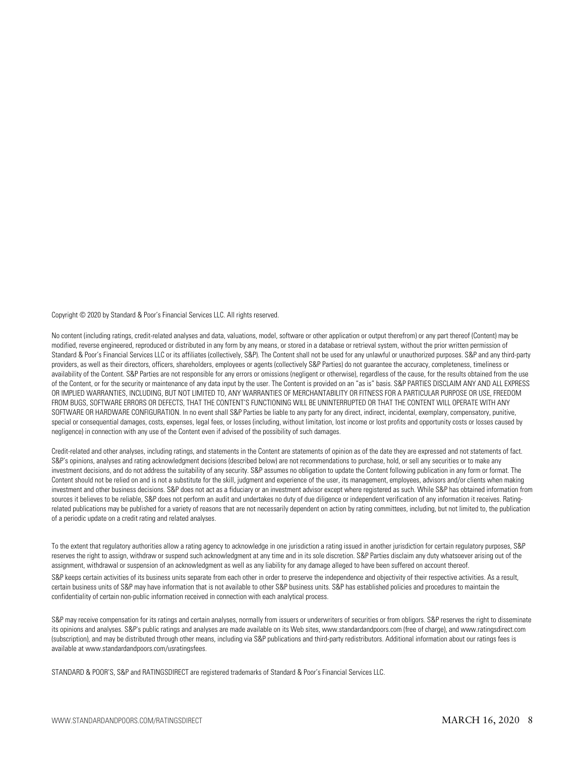Copyright © 2020 by Standard & Poor's Financial Services LLC. All rights reserved.

No content (including ratings, credit-related analyses and data, valuations, model, software or other application or output therefrom) or any part thereof (Content) may be modified, reverse engineered, reproduced or distributed in any form by any means, or stored in a database or retrieval system, without the prior written permission of Standard & Poor's Financial Services LLC or its affiliates (collectively, S&P). The Content shall not be used for any unlawful or unauthorized purposes. S&P and any third-party providers, as well as their directors, officers, shareholders, employees or agents (collectively S&P Parties) do not guarantee the accuracy, completeness, timeliness or availability of the Content. S&P Parties are not responsible for any errors or omissions (negligent or otherwise), regardless of the cause, for the results obtained from the use of the Content, or for the security or maintenance of any data input by the user. The Content is provided on an "as is" basis. S&P PARTIES DISCLAIM ANY AND ALL EXPRESS OR IMPLIED WARRANTIES, INCLUDING, BUT NOT LIMITED TO, ANY WARRANTIES OF MERCHANTABILITY OR FITNESS FOR A PARTICULAR PURPOSE OR USE, FREEDOM FROM BUGS, SOFTWARE ERRORS OR DEFECTS, THAT THE CONTENT'S FUNCTIONING WILL BE UNINTERRUPTED OR THAT THE CONTENT WILL OPERATE WITH ANY SOFTWARE OR HARDWARE CONFIGURATION. In no event shall S&P Parties be liable to any party for any direct, indirect, incidental, exemplary, compensatory, punitive, special or consequential damages, costs, expenses, legal fees, or losses (including, without limitation, lost income or lost profits and opportunity costs or losses caused by negligence) in connection with any use of the Content even if advised of the possibility of such damages.

Credit-related and other analyses, including ratings, and statements in the Content are statements of opinion as of the date they are expressed and not statements of fact. S&P's opinions, analyses and rating acknowledgment decisions (described below) are not recommendations to purchase, hold, or sell any securities or to make any investment decisions, and do not address the suitability of any security. S&P assumes no obligation to update the Content following publication in any form or format. The Content should not be relied on and is not a substitute for the skill, judgment and experience of the user, its management, employees, advisors and/or clients when making investment and other business decisions. S&P does not act as a fiduciary or an investment advisor except where registered as such. While S&P has obtained information from sources it believes to be reliable, S&P does not perform an audit and undertakes no duty of due diligence or independent verification of any information it receives. Rating-related publications may be published for a variety of reasons that are not necessarily dependent on action by rating committees, including, but not limited to, the publication of a periodic update on a credit rating and related analyses.

To the extent that regulatory authorities allow a rating agency to acknowledge in one jurisdiction a rating issued in another jurisdiction for certain regulatory purposes, S&P reserves the right to assign, withdraw or suspend such acknowledgment at any time and in its sole discretion. S&P Parties disclaim any duty whatsoever arising out of the assignment, withdrawal or suspension of an acknowledgment as well as any liability for any damage alleged to have been suffered on account thereof.

S&P keeps certain activities of its business units separate from each other in order to preserve the independence and objectivity of their respective activities. As a result, certain business units of S&P may have information that is not available to other S&P business units. S&P has established policies and procedures to maintain the confidentiality of certain non-public information received in connection with each analytical process.

S&P may receive compensation for its ratings and certain analyses, normally from issuers or underwriters of securities or from obligors. S&P reserves the right to disseminate its opinions and analyses. S&P's public ratings and analyses are made available on its Web sites, www.standardandpoors.com (free of charge), and www.ratingsdirect.com (subscription), and may be distributed through other means, including via S&P publications and third-party redistributors. Additional information about our ratings fees is available at www.standardandpoors.com/usratingsfees.

STANDARD & POOR'S, S&P and RATINGSDIRECT are registered trademarks of Standard & Poor's Financial Services LLC.